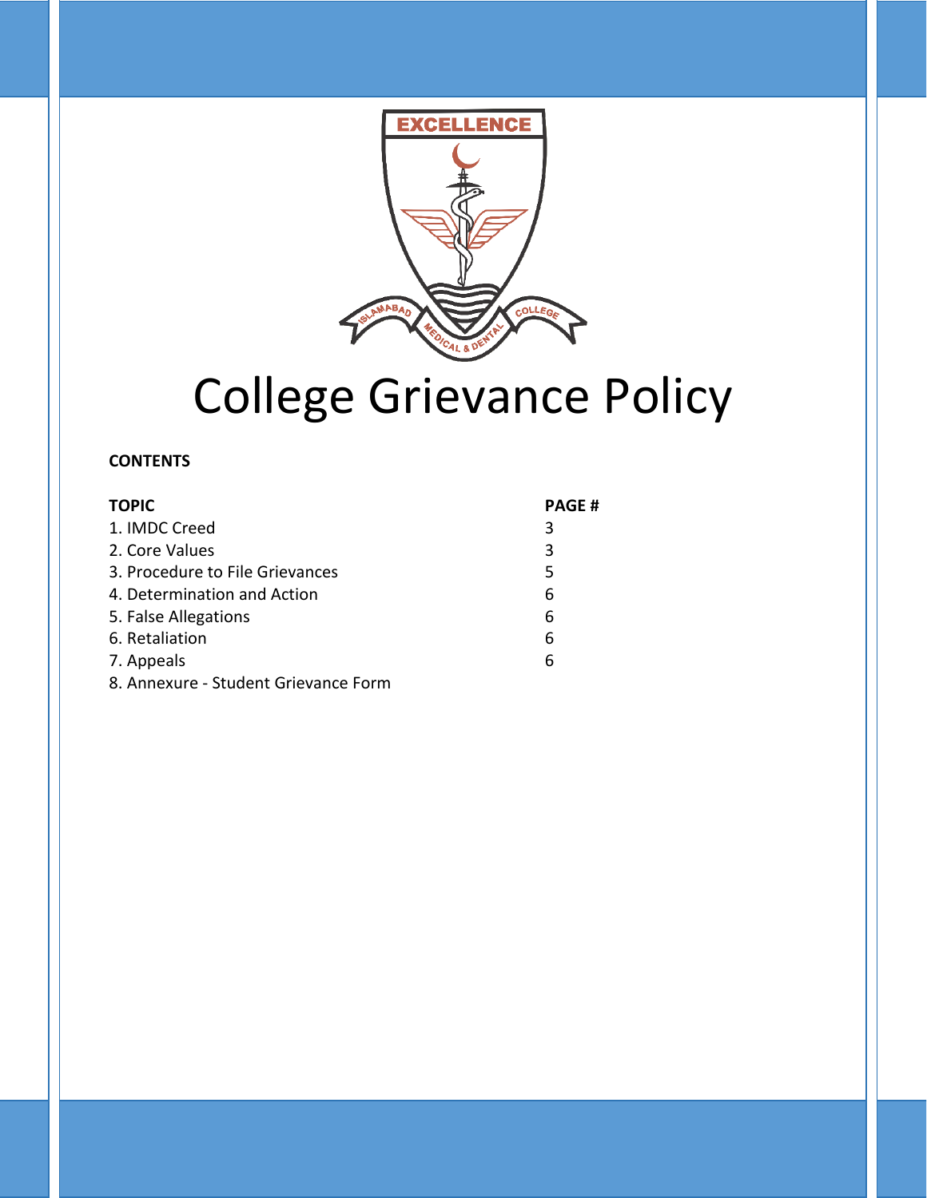# College Grievance Policy

**CONTENTS**

| **TOPIC** | **PAGE #** |
|---|---|
| 1. IMDC Creed | 3 |
| 2. Core Values | 3 |
| 3. Procedure to File Grievances | 5 |
| 4. Determination and Action | 6 |
| 5. False Allegations | 6 |
| 6. Retaliation | 6 |
| 7. Appeals | 6 |
| 8. Annexure - Student Grievance Form | |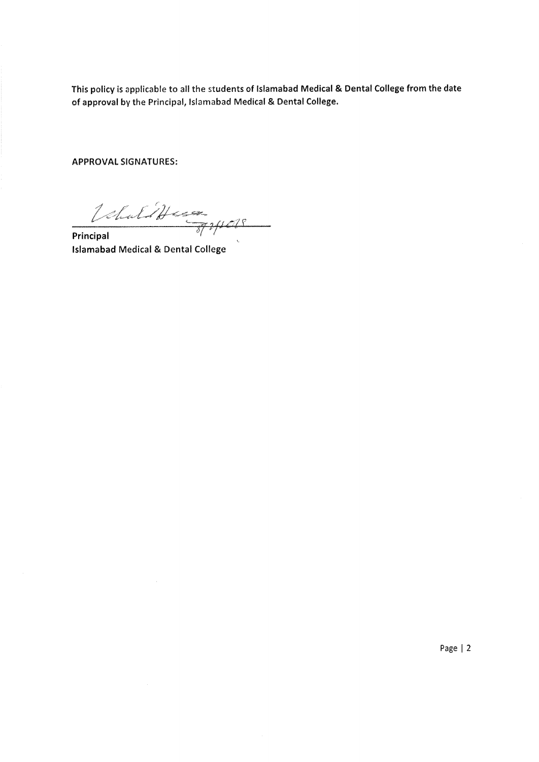**This policy is applicable to all the students of Islamabad Medical & Dental College from the date of approval by the Principal, Islamabad Medical & Dental College.**

**APPROVAL SIGNATURES:**

______________________

**Principal**
**Islamabad Medical & Dental College**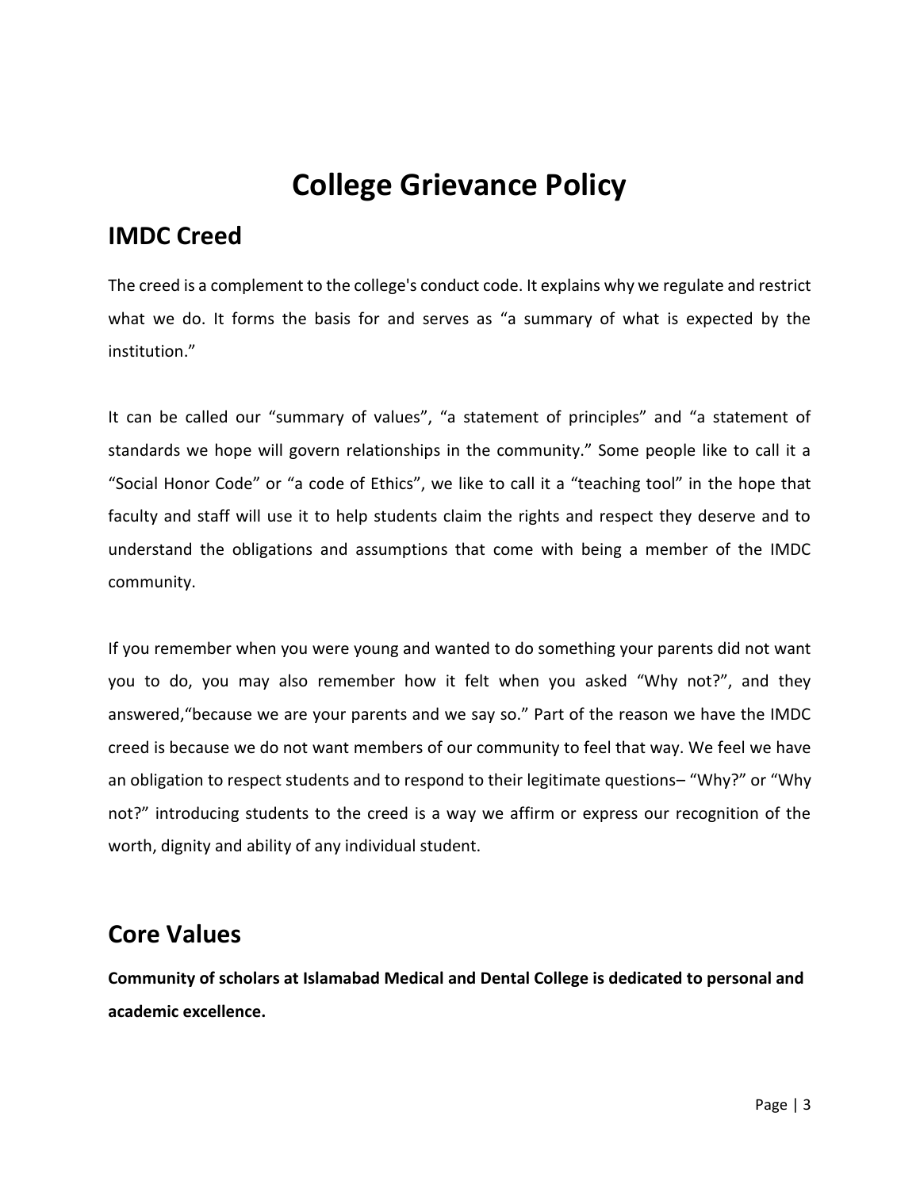# College Grievance Policy

## IMDC Creed

The creed is a complement to the college's conduct code. It explains why we regulate and restrict what we do. It forms the basis for and serves as "a summary of what is expected by the institution."

It can be called our "summary of values", "a statement of principles" and "a statement of standards we hope will govern relationships in the community." Some people like to call it a "Social Honor Code" or "a code of Ethics", we like to call it a "teaching tool" in the hope that faculty and staff will use it to help students claim the rights and respect they deserve and to understand the obligations and assumptions that come with being a member of the IMDC community.

If you remember when you were young and wanted to do something your parents did not want you to do, you may also remember how it felt when you asked "Why not?", and they answered,"because we are your parents and we say so." Part of the reason we have the IMDC creed is because we do not want members of our community to feel that way. We feel we have an obligation to respect students and to respond to their legitimate questions– "Why?" or "Why not?" introducing students to the creed is a way we affirm or express our recognition of the worth, dignity and ability of any individual student.

## Core Values

**Community of scholars at Islamabad Medical and Dental College is dedicated to personal and academic excellence.**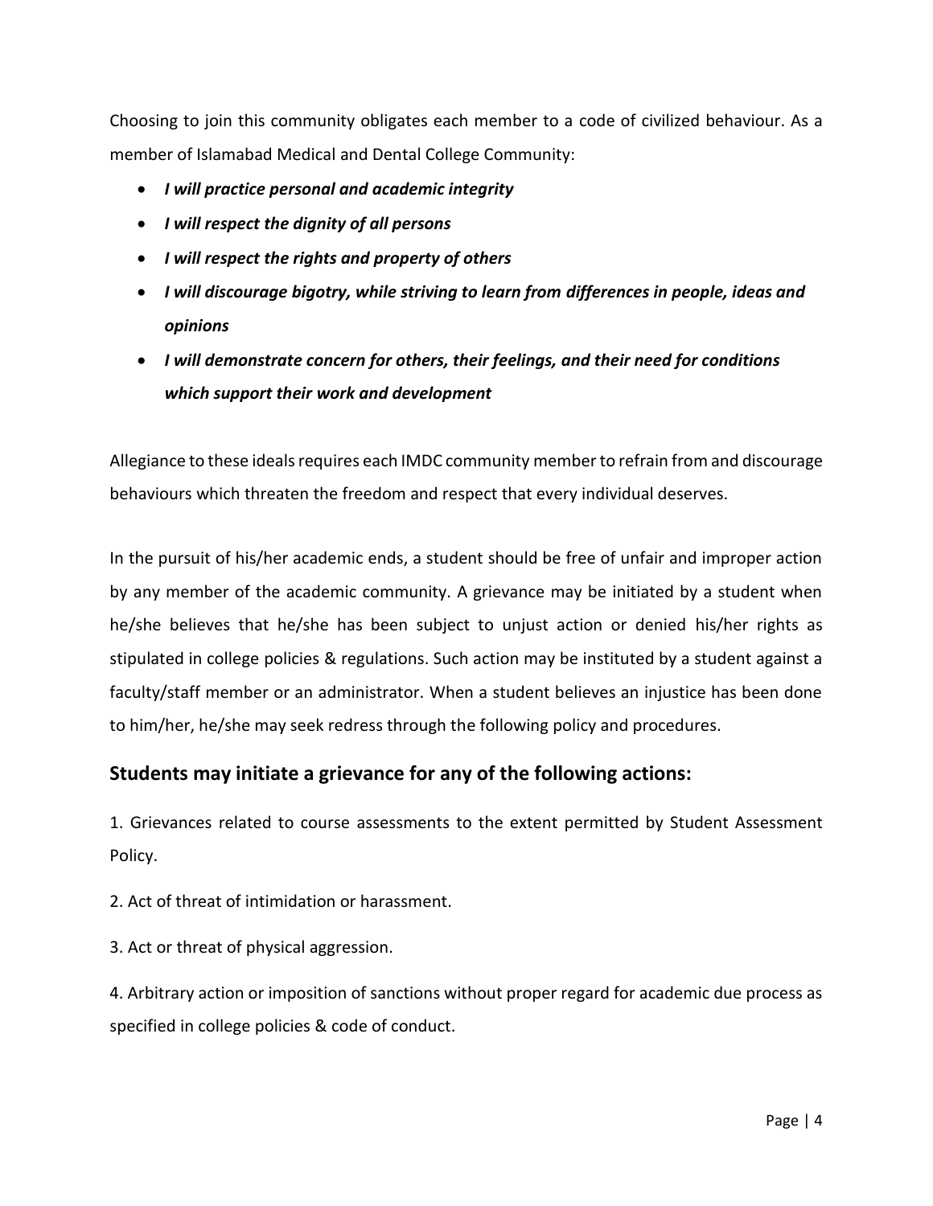Choosing to join this community obligates each member to a code of civilized behaviour. As a member of Islamabad Medical and Dental College Community:

- ***I will practice personal and academic integrity***
- ***I will respect the dignity of all persons***
- ***I will respect the rights and property of others***
- ***I will discourage bigotry, while striving to learn from differences in people, ideas and opinions***
- ***I will demonstrate concern for others, their feelings, and their need for conditions which support their work and development***

Allegiance to these ideals requires each IMDC community member to refrain from and discourage behaviours which threaten the freedom and respect that every individual deserves.

In the pursuit of his/her academic ends, a student should be free of unfair and improper action by any member of the academic community. A grievance may be initiated by a student when he/she believes that he/she has been subject to unjust action or denied his/her rights as stipulated in college policies & regulations. Such action may be instituted by a student against a faculty/staff member or an administrator. When a student believes an injustice has been done to him/her, he/she may seek redress through the following policy and procedures.

## Students may initiate a grievance for any of the following actions:

1. Grievances related to course assessments to the extent permitted by Student Assessment Policy.

2. Act of threat of intimidation or harassment.

3. Act or threat of physical aggression.

4. Arbitrary action or imposition of sanctions without proper regard for academic due process as specified in college policies & code of conduct.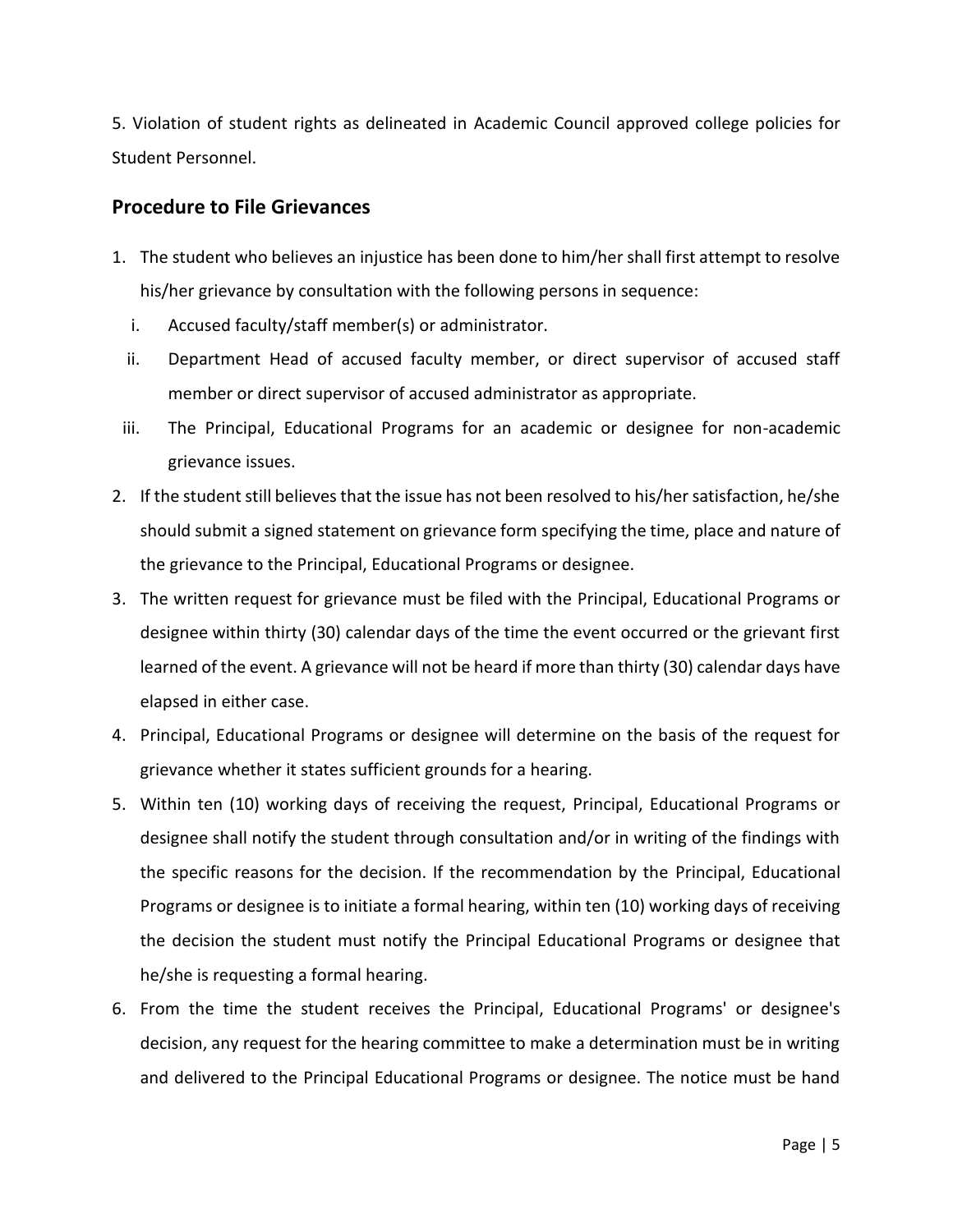5. Violation of student rights as delineated in Academic Council approved college policies for Student Personnel.

## Procedure to File Grievances

1. The student who believes an injustice has been done to him/her shall first attempt to resolve his/her grievance by consultation with the following persons in sequence:
   i. Accused faculty/staff member(s) or administrator.
   ii. Department Head of accused faculty member, or direct supervisor of accused staff member or direct supervisor of accused administrator as appropriate.
   iii. The Principal, Educational Programs for an academic or designee for non-academic grievance issues.
2. If the student still believes that the issue has not been resolved to his/her satisfaction, he/she should submit a signed statement on grievance form specifying the time, place and nature of the grievance to the Principal, Educational Programs or designee.
3. The written request for grievance must be filed with the Principal, Educational Programs or designee within thirty (30) calendar days of the time the event occurred or the grievant first learned of the event. A grievance will not be heard if more than thirty (30) calendar days have elapsed in either case.
4. Principal, Educational Programs or designee will determine on the basis of the request for grievance whether it states sufficient grounds for a hearing.
5. Within ten (10) working days of receiving the request, Principal, Educational Programs or designee shall notify the student through consultation and/or in writing of the findings with the specific reasons for the decision. If the recommendation by the Principal, Educational Programs or designee is to initiate a formal hearing, within ten (10) working days of receiving the decision the student must notify the Principal Educational Programs or designee that he/she is requesting a formal hearing.
6. From the time the student receives the Principal, Educational Programs' or designee's decision, any request for the hearing committee to make a determination must be in writing and delivered to the Principal Educational Programs or designee. The notice must be hand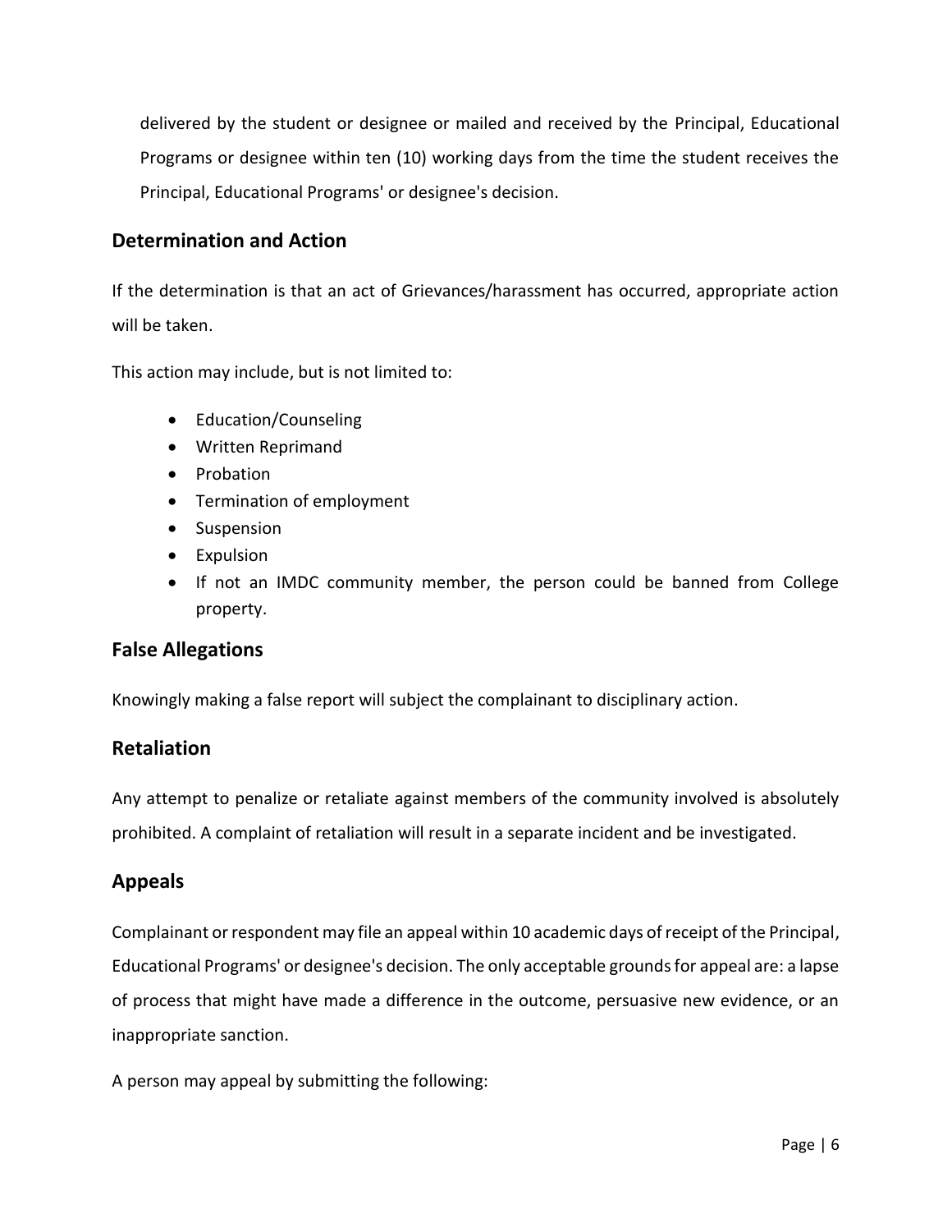delivered by the student or designee or mailed and received by the Principal, Educational Programs or designee within ten (10) working days from the time the student receives the Principal, Educational Programs' or designee's decision.

## Determination and Action

If the determination is that an act of Grievances/harassment has occurred, appropriate action will be taken.

This action may include, but is not limited to:

- Education/Counseling
- Written Reprimand
- Probation
- Termination of employment
- Suspension
- Expulsion
- If not an IMDC community member, the person could be banned from College property.

## False Allegations

Knowingly making a false report will subject the complainant to disciplinary action.

## Retaliation

Any attempt to penalize or retaliate against members of the community involved is absolutely prohibited. A complaint of retaliation will result in a separate incident and be investigated.

## Appeals

Complainant or respondent may file an appeal within 10 academic days of receipt of the Principal, Educational Programs' or designee's decision. The only acceptable grounds for appeal are: a lapse of process that might have made a difference in the outcome, persuasive new evidence, or an inappropriate sanction.

A person may appeal by submitting the following: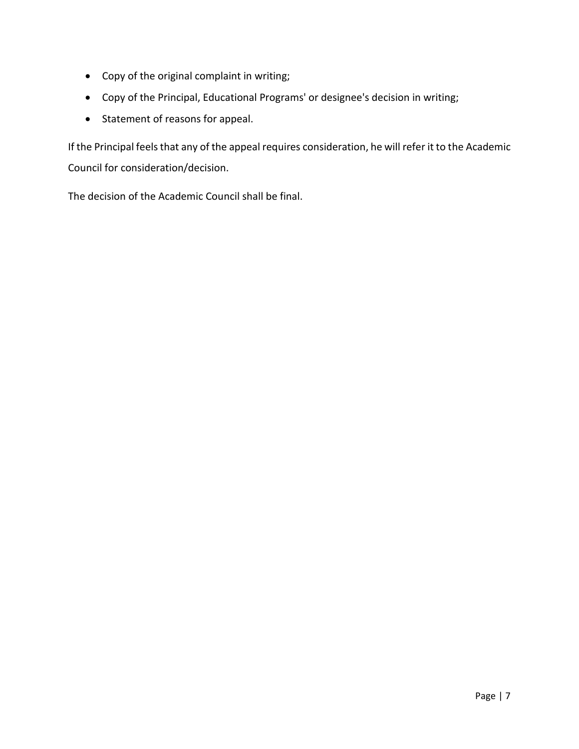- Copy of the original complaint in writing;
- Copy of the Principal, Educational Programs' or designee's decision in writing;
- Statement of reasons for appeal.

If the Principal feels that any of the appeal requires consideration, he will refer it to the Academic Council for consideration/decision.

The decision of the Academic Council shall be final.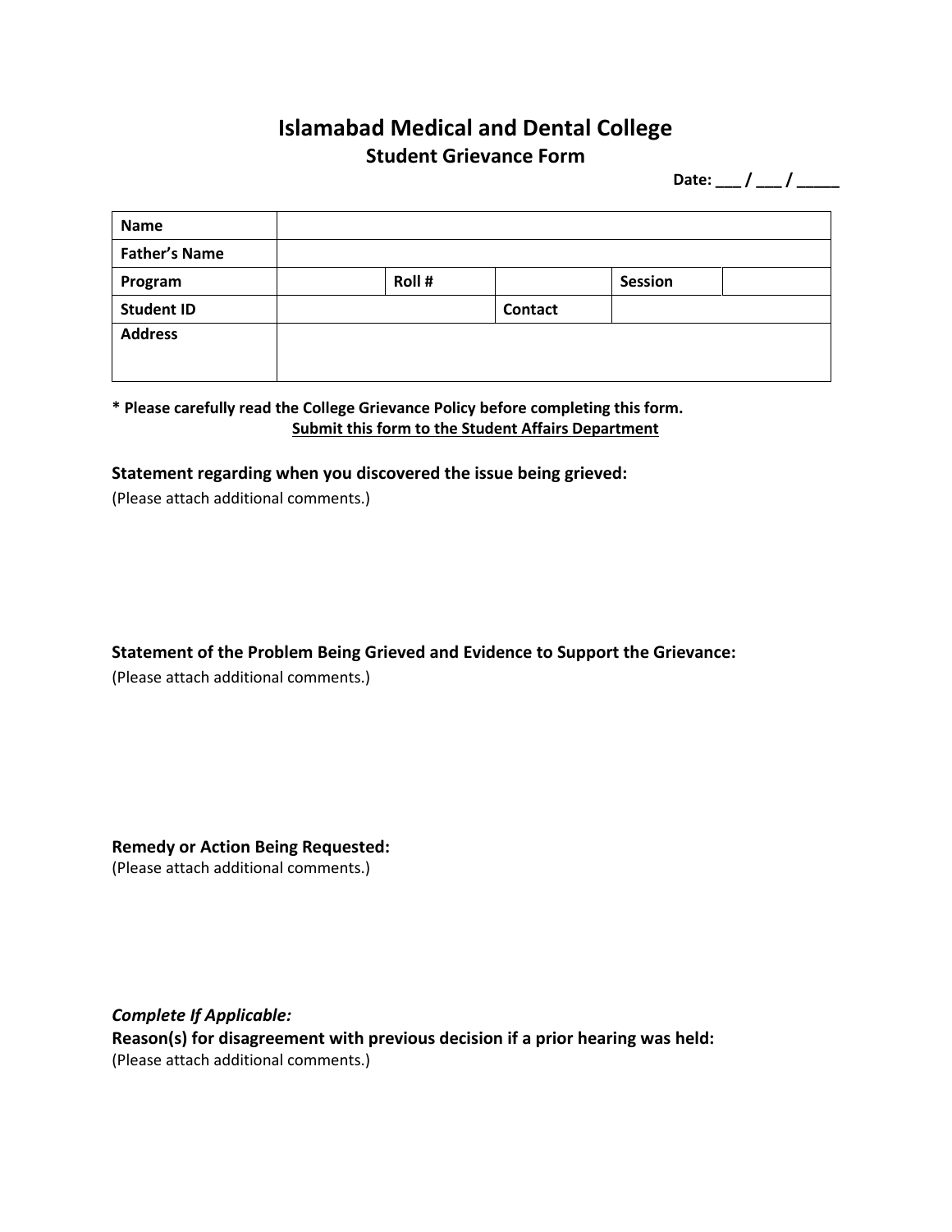# Islamabad Medical and Dental College

## Student Grievance Form

**Date: ___ / ___ / _____**

| | | | | | |
|---|---|---|---|---|---|
| **Name** | | | | | |
| **Father's Name** | | | | | |
| **Program** | | **Roll #** | | **Session** | |
| **Student ID** | | | **Contact** | | |
| **Address** | | | | | |

**\* Please carefully read the College Grievance Policy before completing this form.**

**Submit this form to the Student Affairs Department**

### Statement regarding when you discovered the issue being grieved:

(Please attach additional comments.)

### Statement of the Problem Being Grieved and Evidence to Support the Grievance:

(Please attach additional comments.)

### Remedy or Action Being Requested:

(Please attach additional comments.)

***Complete If Applicable:***

### Reason(s) for disagreement with previous decision if a prior hearing was held:

(Please attach additional comments.)